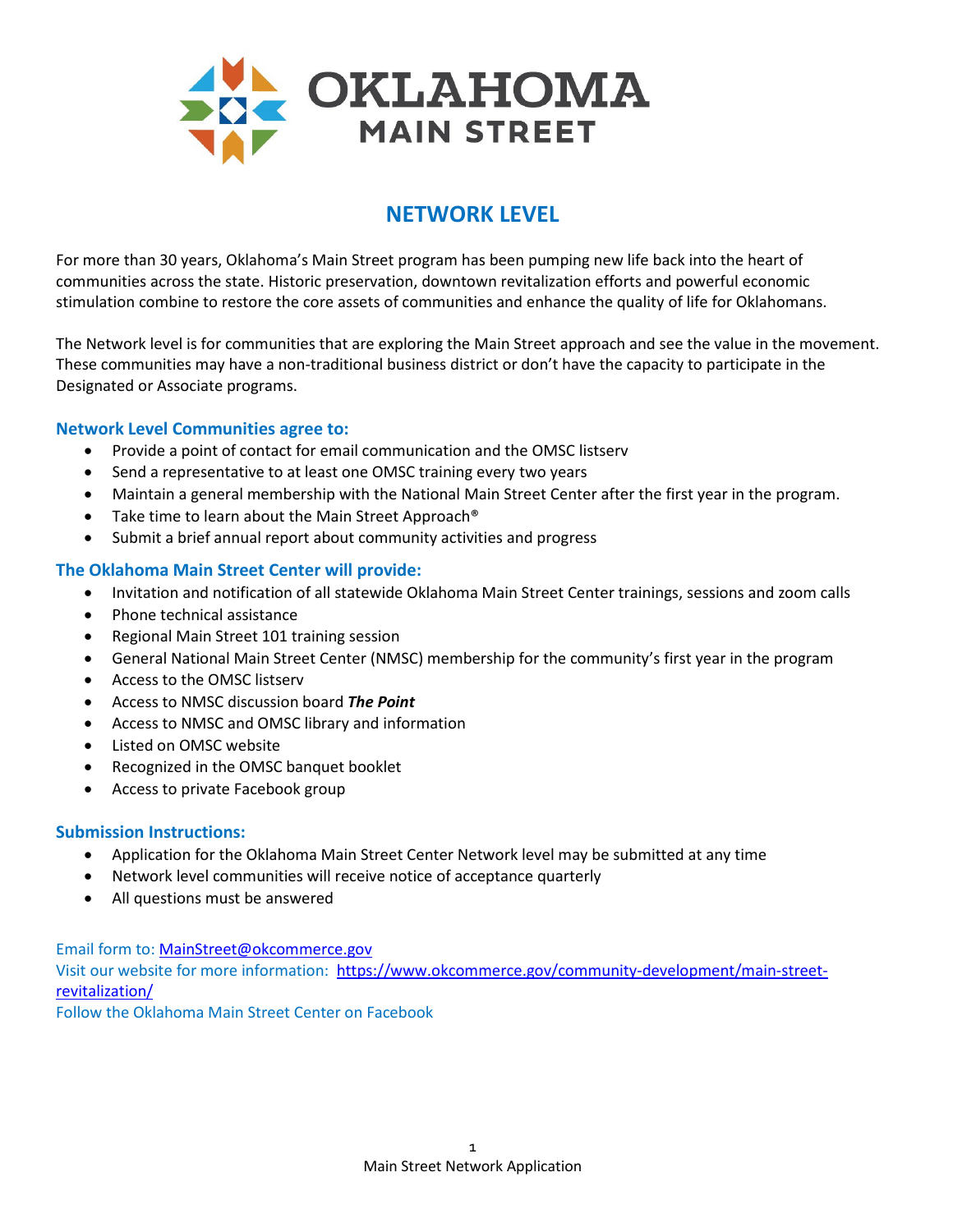# OKLAHOMA MAIN STREET

## NETWORK LEVEL

For more than 30 years, Oklahoma's Main Street program has been pumping new life back into the heart of communities across the state. Historic preservation, downtown revitalization efforts and powerful economic stimulation combine to restore the core assets of communities and enhance the quality of life for Oklahomans.

The Network level is for communities that are exploring the Main Street approach and see the value in the movement. These communities may have a non-traditional business district or don't have the capacity to participate in the Designated or Associate programs.

### Network Level Communities agree to:

- Provide a point of contact for email communication and the OMSC listserv
- Send a representative to at least one OMSC training every two years
- Maintain a general membership with the National Main Street Center after the first year in the program.
- Take time to learn about the Main Street Approach®
- Submit a brief annual report about community activities and progress

### The Oklahoma Main Street Center will provide:

- Invitation and notification of all statewide Oklahoma Main Street Center trainings, sessions and zoom calls
- Phone technical assistance
- Regional Main Street 101 training session
- General National Main Street Center (NMSC) membership for the community's first year in the program
- Access to the OMSC listserv
- Access to NMSC discussion board ***The Point***
- Access to NMSC and OMSC library and information
- Listed on OMSC website
- Recognized in the OMSC banquet booklet
- Access to private Facebook group

### Submission Instructions:

- Application for the Oklahoma Main Street Center Network level may be submitted at any time
- Network level communities will receive notice of acceptance quarterly
- All questions must be answered

Email form to: MainStreet@okcommerce.gov
Visit our website for more information: https://www.okcommerce.gov/community-development/main-street-revitalization/
Follow the Oklahoma Main Street Center on Facebook

Main Street Network Application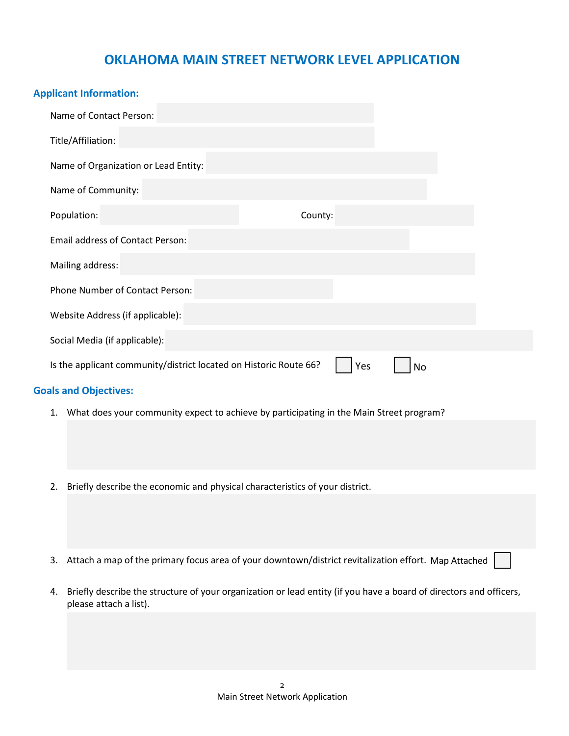# OKLAHOMA MAIN STREET NETWORK LEVEL APPLICATION

## Applicant Information:

Name of Contact Person:

Title/Affiliation:

Name of Organization or Lead Entity:

Name of Community:

Population: County:

Email address of Contact Person:

Mailing address:

Phone Number of Contact Person:

Website Address (if applicable):

Social Media (if applicable):

Is the applicant community/district located on Historic Route 66? ☐ Yes ☐ No

## Goals and Objectives:

1. What does your community expect to achieve by participating in the Main Street program?

2. Briefly describe the economic and physical characteristics of your district.

3. Attach a map of the primary focus area of your downtown/district revitalization effort. Map Attached ☐

4. Briefly describe the structure of your organization or lead entity (if you have a board of directors and officers, please attach a list).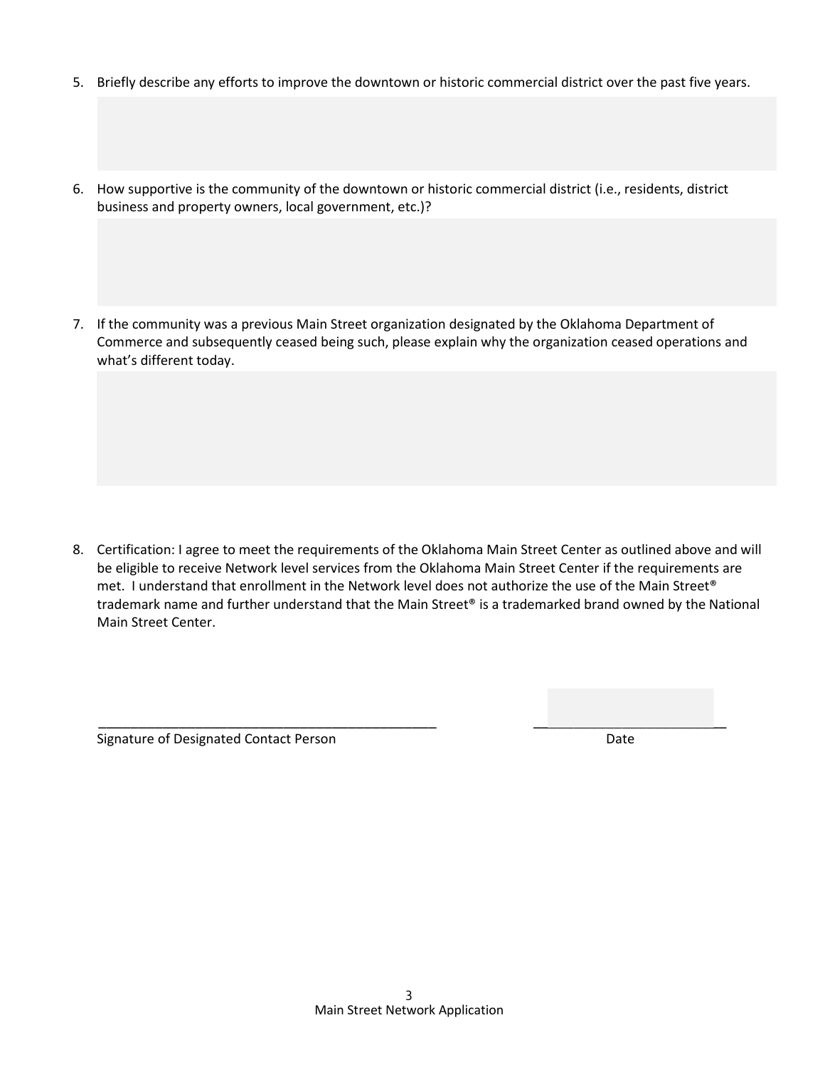5. Briefly describe any efforts to improve the downtown or historic commercial district over the past five years.

6. How supportive is the community of the downtown or historic commercial district (i.e., residents, district business and property owners, local government, etc.)?

7. If the community was a previous Main Street organization designated by the Oklahoma Department of Commerce and subsequently ceased being such, please explain why the organization ceased operations and what's different today.

8. Certification: I agree to meet the requirements of the Oklahoma Main Street Center as outlined above and will be eligible to receive Network level services from the Oklahoma Main Street Center if the requirements are met. I understand that enrollment in the Network level does not authorize the use of the Main Street® trademark name and further understand that the Main Street® is a trademarked brand owned by the National Main Street Center.

_______________________________________________ _________________________

Signature of Designated Contact Person Date

Main Street Network Application